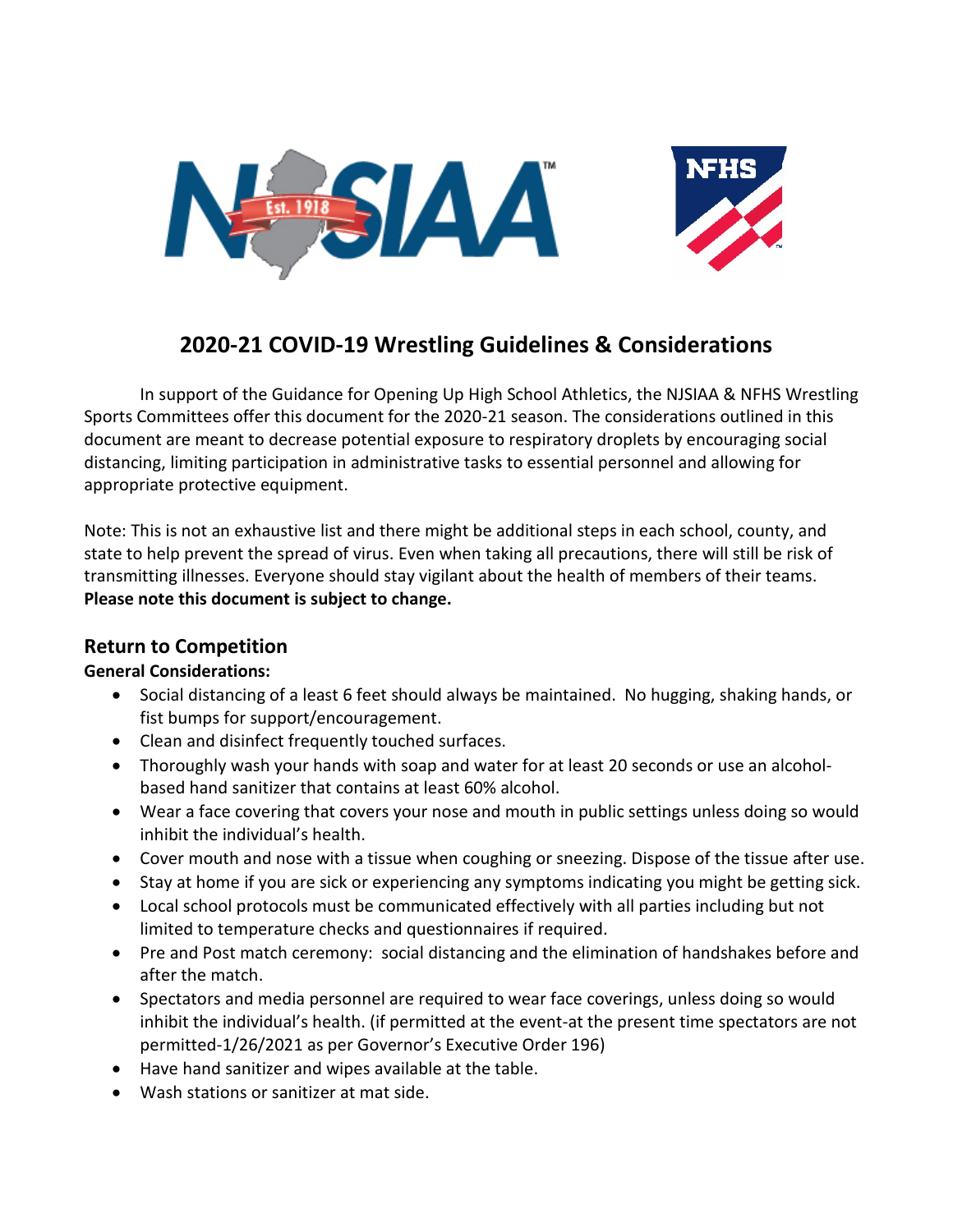# 2020-21 COVID-19 Wrestling Guidelines & Considerations

In support of the Guidance for Opening Up High School Athletics, the NJSIAA & NFHS Wrestling Sports Committees offer this document for the 2020-21 season. The considerations outlined in this document are meant to decrease potential exposure to respiratory droplets by encouraging social distancing, limiting participation in administrative tasks to essential personnel and allowing for appropriate protective equipment.

Note: This is not an exhaustive list and there might be additional steps in each school, county, and state to help prevent the spread of virus. Even when taking all precautions, there will still be risk of transmitting illnesses. Everyone should stay vigilant about the health of members of their teams. **Please note this document is subject to change.**

## Return to Competition

**General Considerations:**

- Social distancing of a least 6 feet should always be maintained. No hugging, shaking hands, or fist bumps for support/encouragement.
- Clean and disinfect frequently touched surfaces.
- Thoroughly wash your hands with soap and water for at least 20 seconds or use an alcohol-based hand sanitizer that contains at least 60% alcohol.
- Wear a face covering that covers your nose and mouth in public settings unless doing so would inhibit the individual's health.
- Cover mouth and nose with a tissue when coughing or sneezing. Dispose of the tissue after use.
- Stay at home if you are sick or experiencing any symptoms indicating you might be getting sick.
- Local school protocols must be communicated effectively with all parties including but not limited to temperature checks and questionnaires if required.
- Pre and Post match ceremony: social distancing and the elimination of handshakes before and after the match.
- Spectators and media personnel are required to wear face coverings, unless doing so would inhibit the individual's health. (if permitted at the event-at the present time spectators are not permitted-1/26/2021 as per Governor's Executive Order 196)
- Have hand sanitizer and wipes available at the table.
- Wash stations or sanitizer at mat side.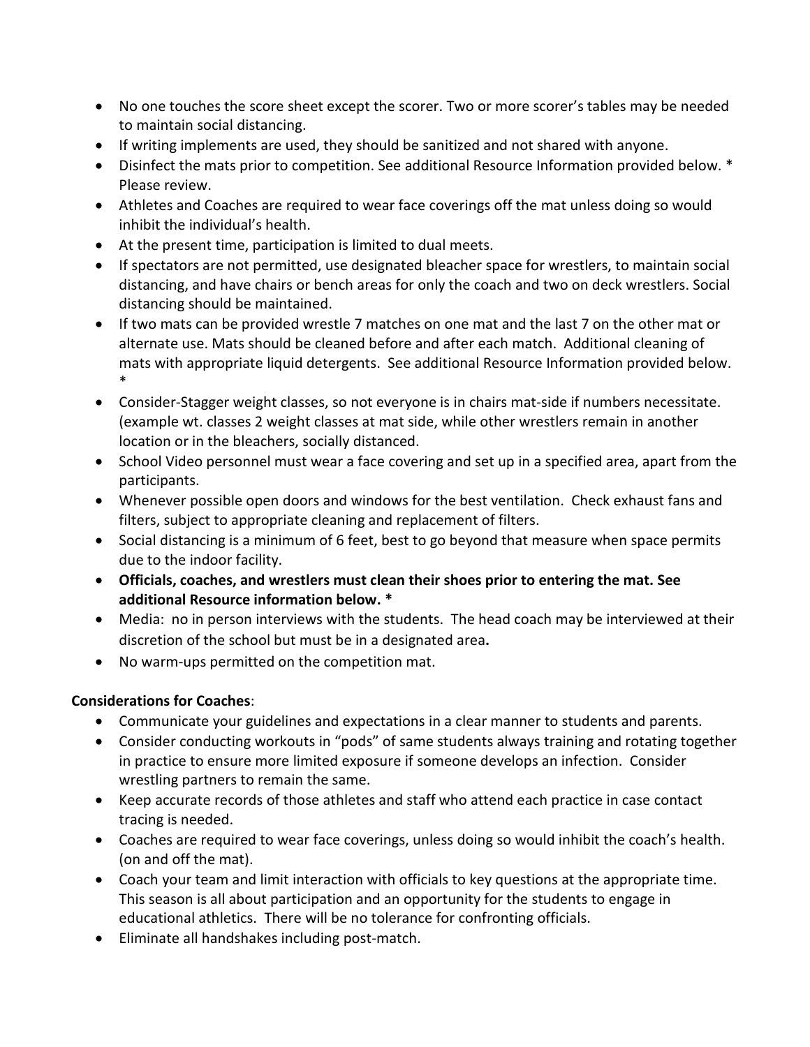- No one touches the score sheet except the scorer. Two or more scorer's tables may be needed to maintain social distancing.
- If writing implements are used, they should be sanitized and not shared with anyone.
- Disinfect the mats prior to competition. See additional Resource Information provided below. * Please review.
- Athletes and Coaches are required to wear face coverings off the mat unless doing so would inhibit the individual's health.
- At the present time, participation is limited to dual meets.
- If spectators are not permitted, use designated bleacher space for wrestlers, to maintain social distancing, and have chairs or bench areas for only the coach and two on deck wrestlers. Social distancing should be maintained.
- If two mats can be provided wrestle 7 matches on one mat and the last 7 on the other mat or alternate use. Mats should be cleaned before and after each match. Additional cleaning of mats with appropriate liquid detergents. See additional Resource Information provided below. *
- Consider-Stagger weight classes, so not everyone is in chairs mat-side if numbers necessitate. (example wt. classes 2 weight classes at mat side, while other wrestlers remain in another location or in the bleachers, socially distanced.
- School Video personnel must wear a face covering and set up in a specified area, apart from the participants.
- Whenever possible open doors and windows for the best ventilation. Check exhaust fans and filters, subject to appropriate cleaning and replacement of filters.
- Social distancing is a minimum of 6 feet, best to go beyond that measure when space permits due to the indoor facility.
- **Officials, coaches, and wrestlers must clean their shoes prior to entering the mat. See additional Resource information below. ***
- Media: no in person interviews with the students. The head coach may be interviewed at their discretion of the school but must be in a designated area**.**
- No warm-ups permitted on the competition mat.

**Considerations for Coaches**:

- Communicate your guidelines and expectations in a clear manner to students and parents.
- Consider conducting workouts in "pods" of same students always training and rotating together in practice to ensure more limited exposure if someone develops an infection. Consider wrestling partners to remain the same.
- Keep accurate records of those athletes and staff who attend each practice in case contact tracing is needed.
- Coaches are required to wear face coverings, unless doing so would inhibit the coach's health. (on and off the mat).
- Coach your team and limit interaction with officials to key questions at the appropriate time. This season is all about participation and an opportunity for the students to engage in educational athletics. There will be no tolerance for confronting officials.
- Eliminate all handshakes including post-match.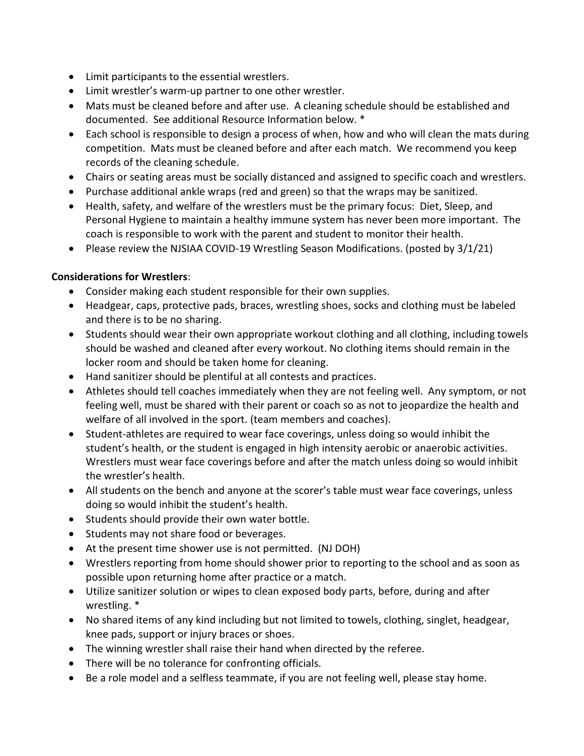- Limit participants to the essential wrestlers.
- Limit wrestler's warm-up partner to one other wrestler.
- Mats must be cleaned before and after use. A cleaning schedule should be established and documented. See additional Resource Information below. *
- Each school is responsible to design a process of when, how and who will clean the mats during competition. Mats must be cleaned before and after each match. We recommend you keep records of the cleaning schedule.
- Chairs or seating areas must be socially distanced and assigned to specific coach and wrestlers.
- Purchase additional ankle wraps (red and green) so that the wraps may be sanitized.
- Health, safety, and welfare of the wrestlers must be the primary focus: Diet, Sleep, and Personal Hygiene to maintain a healthy immune system has never been more important. The coach is responsible to work with the parent and student to monitor their health.
- Please review the NJSIAA COVID-19 Wrestling Season Modifications. (posted by 3/1/21)

**Considerations for Wrestlers**:

- Consider making each student responsible for their own supplies.
- Headgear, caps, protective pads, braces, wrestling shoes, socks and clothing must be labeled and there is to be no sharing.
- Students should wear their own appropriate workout clothing and all clothing, including towels should be washed and cleaned after every workout. No clothing items should remain in the locker room and should be taken home for cleaning.
- Hand sanitizer should be plentiful at all contests and practices.
- Athletes should tell coaches immediately when they are not feeling well. Any symptom, or not feeling well, must be shared with their parent or coach so as not to jeopardize the health and welfare of all involved in the sport. (team members and coaches).
- Student-athletes are required to wear face coverings, unless doing so would inhibit the student's health, or the student is engaged in high intensity aerobic or anaerobic activities. Wrestlers must wear face coverings before and after the match unless doing so would inhibit the wrestler's health.
- All students on the bench and anyone at the scorer's table must wear face coverings, unless doing so would inhibit the student's health.
- Students should provide their own water bottle.
- Students may not share food or beverages.
- At the present time shower use is not permitted. (NJ DOH)
- Wrestlers reporting from home should shower prior to reporting to the school and as soon as possible upon returning home after practice or a match.
- Utilize sanitizer solution or wipes to clean exposed body parts, before, during and after wrestling. *
- No shared items of any kind including but not limited to towels, clothing, singlet, headgear, knee pads, support or injury braces or shoes.
- The winning wrestler shall raise their hand when directed by the referee.
- There will be no tolerance for confronting officials.
- Be a role model and a selfless teammate, if you are not feeling well, please stay home.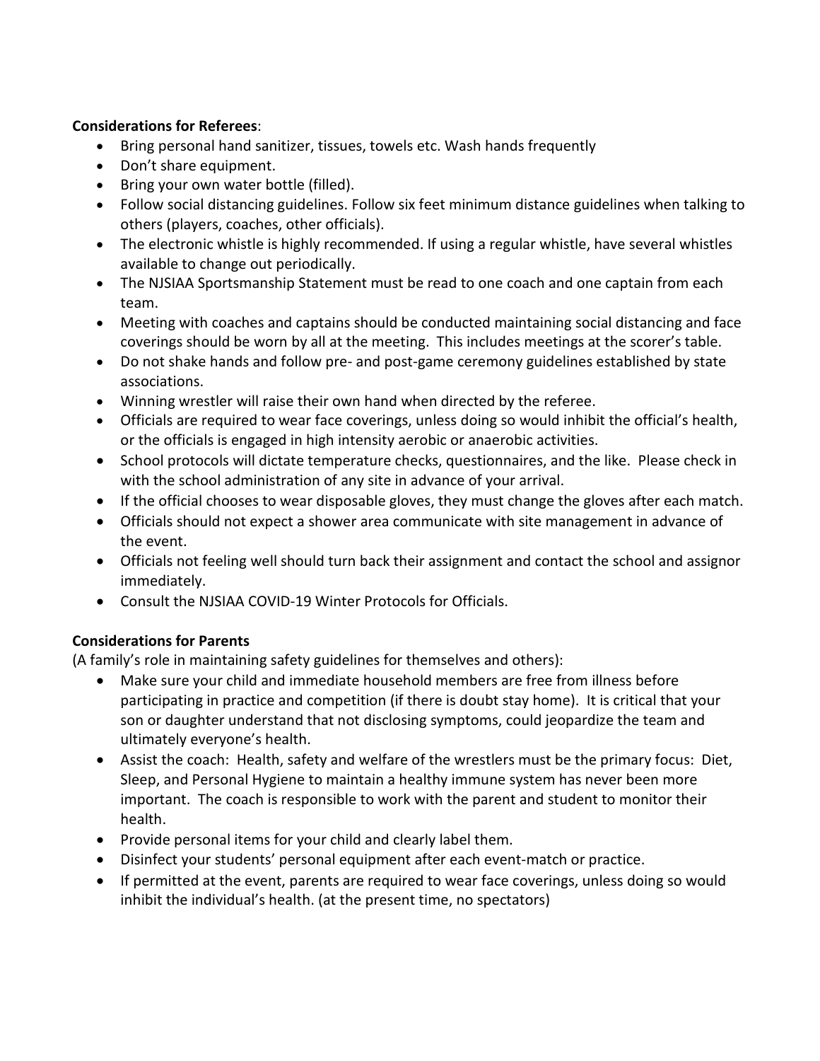**Considerations for Referees**:

- Bring personal hand sanitizer, tissues, towels etc. Wash hands frequently
- Don't share equipment.
- Bring your own water bottle (filled).
- Follow social distancing guidelines. Follow six feet minimum distance guidelines when talking to others (players, coaches, other officials).
- The electronic whistle is highly recommended. If using a regular whistle, have several whistles available to change out periodically.
- The NJSIAA Sportsmanship Statement must be read to one coach and one captain from each team.
- Meeting with coaches and captains should be conducted maintaining social distancing and face coverings should be worn by all at the meeting. This includes meetings at the scorer's table.
- Do not shake hands and follow pre- and post-game ceremony guidelines established by state associations.
- Winning wrestler will raise their own hand when directed by the referee.
- Officials are required to wear face coverings, unless doing so would inhibit the official's health, or the officials is engaged in high intensity aerobic or anaerobic activities.
- School protocols will dictate temperature checks, questionnaires, and the like. Please check in with the school administration of any site in advance of your arrival.
- If the official chooses to wear disposable gloves, they must change the gloves after each match.
- Officials should not expect a shower area communicate with site management in advance of the event.
- Officials not feeling well should turn back their assignment and contact the school and assignor immediately.
- Consult the NJSIAA COVID-19 Winter Protocols for Officials.

**Considerations for Parents**

(A family's role in maintaining safety guidelines for themselves and others):

- Make sure your child and immediate household members are free from illness before participating in practice and competition (if there is doubt stay home). It is critical that your son or daughter understand that not disclosing symptoms, could jeopardize the team and ultimately everyone's health.
- Assist the coach: Health, safety and welfare of the wrestlers must be the primary focus: Diet, Sleep, and Personal Hygiene to maintain a healthy immune system has never been more important. The coach is responsible to work with the parent and student to monitor their health.
- Provide personal items for your child and clearly label them.
- Disinfect your students' personal equipment after each event-match or practice.
- If permitted at the event, parents are required to wear face coverings, unless doing so would inhibit the individual's health. (at the present time, no spectators)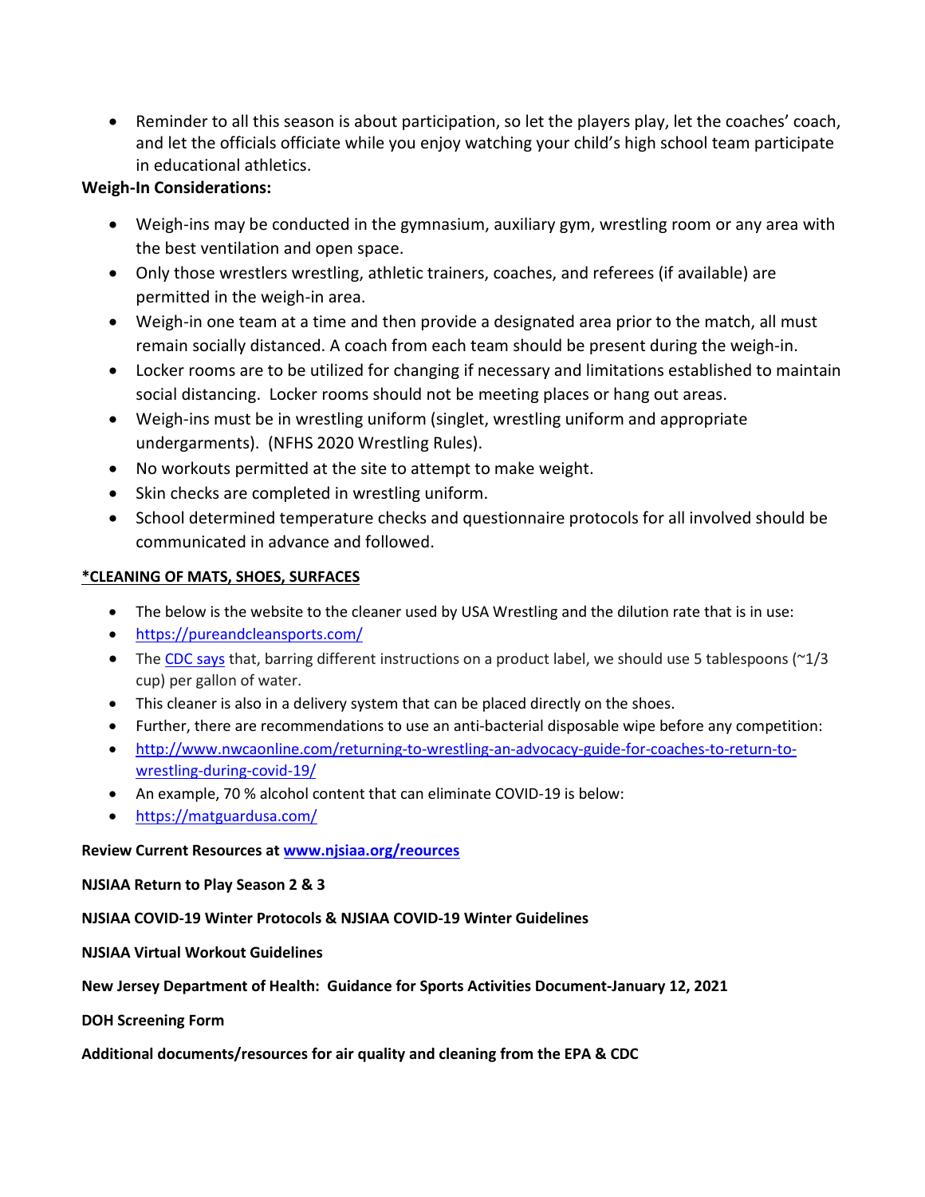- Reminder to all this season is about participation, so let the players play, let the coaches' coach, and let the officials officiate while you enjoy watching your child's high school team participate in educational athletics.

**Weigh-In Considerations:**

- Weigh-ins may be conducted in the gymnasium, auxiliary gym, wrestling room or any area with the best ventilation and open space.
- Only those wrestlers wrestling, athletic trainers, coaches, and referees (if available) are permitted in the weigh-in area.
- Weigh-in one team at a time and then provide a designated area prior to the match, all must remain socially distanced. A coach from each team should be present during the weigh-in.
- Locker rooms are to be utilized for changing if necessary and limitations established to maintain social distancing. Locker rooms should not be meeting places or hang out areas.
- Weigh-ins must be in wrestling uniform (singlet, wrestling uniform and appropriate undergarments). (NFHS 2020 Wrestling Rules).
- No workouts permitted at the site to attempt to make weight.
- Skin checks are completed in wrestling uniform.
- School determined temperature checks and questionnaire protocols for all involved should be communicated in advance and followed.

**\*CLEANING OF MATS, SHOES, SURFACES**

- The below is the website to the cleaner used by USA Wrestling and the dilution rate that is in use:
- https://pureandcleansports.com/
- The CDC says that, barring different instructions on a product label, we should use 5 tablespoons (~1/3 cup) per gallon of water.
- This cleaner is also in a delivery system that can be placed directly on the shoes.
- Further, there are recommendations to use an anti-bacterial disposable wipe before any competition:
- http://www.nwcaonline.com/returning-to-wrestling-an-advocacy-guide-for-coaches-to-return-to-wrestling-during-covid-19/
- An example, 70 % alcohol content that can eliminate COVID-19 is below:
- https://matguardusa.com/

**Review Current Resources at www.njsiaa.org/reources**

**NJSIAA Return to Play Season 2 & 3**

**NJSIAA COVID-19 Winter Protocols & NJSIAA COVID-19 Winter Guidelines**

**NJSIAA Virtual Workout Guidelines**

**New Jersey Department of Health: Guidance for Sports Activities Document-January 12, 2021**

**DOH Screening Form**

**Additional documents/resources for air quality and cleaning from the EPA & CDC**